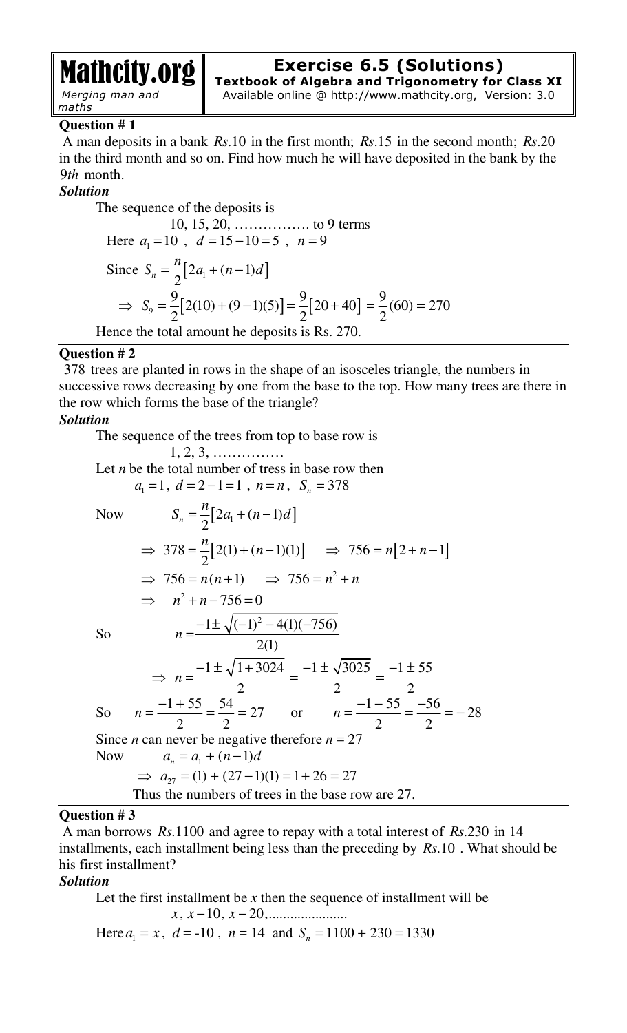**Mathcity.org**
*Merging man and maths*

## Exercise 6.5 (Solutions)
**Textbook of Algebra and Trigonometry for Class XI**
Available online @ http://www.mathcity.org, Version: 3.0

### Question # 1

A man deposits in a bank $Rs.10$ in the first month; $Rs.15$ in the second month; $Rs.20$ in the third month and so on. Find how much he will have deposited in the bank by the $9th$ month.

***Solution***

The sequence of the deposits is

$$10,\ 15,\ 20,\ \ldots\ldots\ldots\ldots\ldots \text{ to 9 terms}$$

Here $a_1 = 10$ , $d = 15 - 10 = 5$ , $n = 9$

Since $S_n = \dfrac{n}{2}\left[2a_1 + (n-1)d\right]$

$$\Rightarrow\ S_9 = \frac{9}{2}\left[2(10) + (9-1)(5)\right] = \frac{9}{2}\left[20 + 40\right] = \frac{9}{2}(60) = 270$$

Hence the total amount he deposits is Rs. 270.

### Question # 2

378 trees are planted in rows in the shape of an isosceles triangle, the numbers in successive rows decreasing by one from the base to the top. How many trees are there in the row which forms the base of the triangle?

***Solution***

The sequence of the trees from top to base row is

$$1,\ 2,\ 3,\ \ldots\ldots\ldots\ldots\ldots$$

Let $n$ be the total number of tress in base row then

$$a_1 = 1,\ d = 2 - 1 = 1\ ,\ n = n,\ \ S_n = 378$$

Now $\quad S_n = \dfrac{n}{2}\left[2a_1 + (n-1)d\right]$

$$\Rightarrow\ 378 = \frac{n}{2}\left[2(1) + (n-1)(1)\right] \quad \Rightarrow\ 756 = n\left[2 + n - 1\right]$$

$$\Rightarrow\ 756 = n(n+1) \quad \Rightarrow\ 756 = n^2 + n$$

$$\Rightarrow\ \ n^2 + n - 756 = 0$$

So $\quad n = \dfrac{-1 \pm \sqrt{(-1)^2 - 4(1)(-756)}}{2(1)}$

$$\Rightarrow\ n = \frac{-1 \pm \sqrt{1 + 3024}}{2} = \frac{-1 \pm \sqrt{3025}}{2} = \frac{-1 \pm 55}{2}$$

So $\quad n = \dfrac{-1 + 55}{2} = \dfrac{54}{2} = 27 \qquad$ or $\qquad n = \dfrac{-1 - 55}{2} = \dfrac{-56}{2} = -28$

Since $n$ can never be negative therefore $n = 27$

Now $\quad a_n = a_1 + (n-1)d$

$$\Rightarrow\ a_{27} = (1) + (27-1)(1) = 1 + 26 = 27$$

Thus the numbers of trees in the base row are 27.

### Question # 3

A man borrows $Rs.1100$ and agree to repay with a total interest of $Rs.230$ in 14 installments, each installment being less than the preceding by $Rs.10$ . What should be his first installment?

***Solution***

Let the first installment be $x$ then the sequence of installment will be

$$x,\ x-10,\ x-20, \ldots\ldots\ldots\ldots\ldots\ldots$$

Here $a_1 = x$, $d = -10$ , $n = 14$ and $S_n = 1100 + 230 = 1330$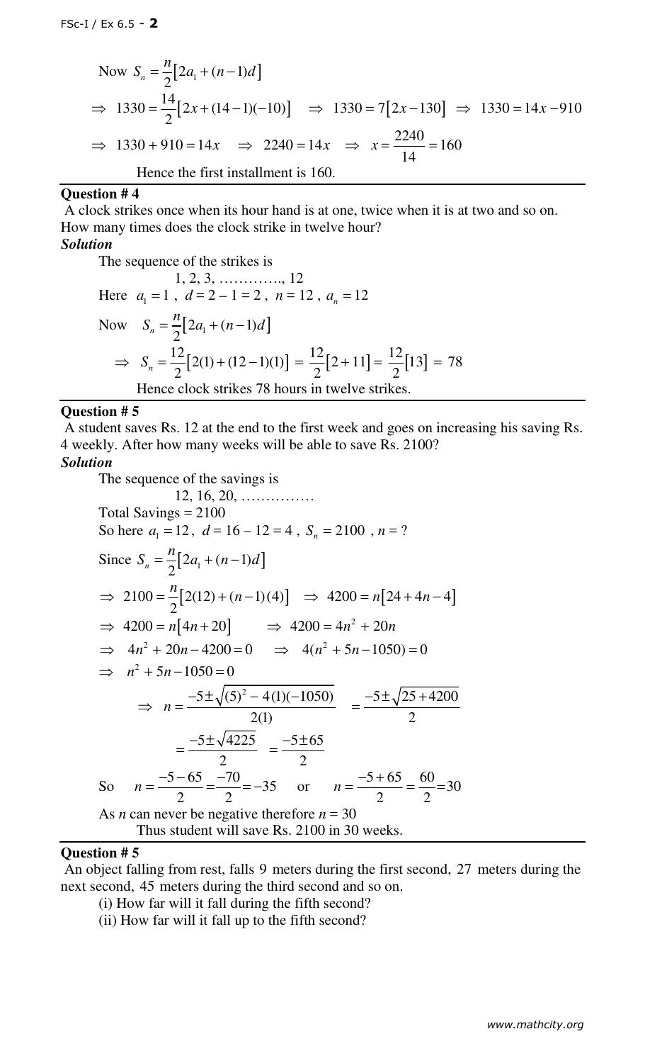Now $S_n = \frac{n}{2}\left[2a_1 + (n-1)d\right]$

$\Rightarrow\ 1330 = \frac{14}{2}\left[2x + (14-1)(-10)\right] \quad \Rightarrow\ 1330 = 7\left[2x - 130\right] \ \Rightarrow\ 1330 = 14x - 910$

$\Rightarrow\ 1330 + 910 = 14x \quad \Rightarrow\ 2240 = 14x \quad \Rightarrow\ x = \frac{2240}{14} = 160$

Hence the first installment is 160.

**Question # 4**

A clock strikes once when its hour hand is at one, twice when it is at two and so on. How many times does the clock strike in twelve hour?

***Solution***

The sequence of the strikes is

1, 2, 3, ……….., 12

Here $a_1 = 1$, $d = 2 - 1 = 2$, $n = 12$, $a_n = 12$

Now $S_n = \frac{n}{2}\left[2a_1 + (n-1)d\right]$

$\Rightarrow\ S_n = \frac{12}{2}\left[2(1) + (12-1)(1)\right] = \frac{12}{2}\left[2 + 11\right] = \frac{12}{2}\left[13\right] = 78$

Hence clock strikes 78 hours in twelve strikes.

**Question # 5**

A student saves Rs. 12 at the end to the first week and goes on increasing his saving Rs. 4 weekly. After how many weeks will be able to save Rs. 2100?

***Solution***

The sequence of the savings is

12, 16, 20, ……………

Total Savings = 2100

So here $a_1 = 12$, $d = 16 - 12 = 4$, $S_n = 2100$, $n = ?$

Since $S_n = \frac{n}{2}\left[2a_1 + (n-1)d\right]$

$\Rightarrow\ 2100 = \frac{n}{2}\left[2(12) + (n-1)(4)\right] \quad \Rightarrow\ 4200 = n\left[24 + 4n - 4\right]$

$\Rightarrow\ 4200 = n\left[4n + 20\right] \qquad \Rightarrow\ 4200 = 4n^2 + 20n$

$\Rightarrow\ 4n^2 + 20n - 4200 = 0 \quad \Rightarrow\ 4(n^2 + 5n - 1050) = 0$

$\Rightarrow\ n^2 + 5n - 1050 = 0$

$$\Rightarrow\ n = \frac{-5 \pm \sqrt{(5)^2 - 4(1)(-1050)}}{2(1)} = \frac{-5 \pm \sqrt{25 + 4200}}{2}$$

$$= \frac{-5 \pm \sqrt{4225}}{2} = \frac{-5 \pm 65}{2}$$

So $n = \frac{-5 - 65}{2} = \frac{-70}{2} = -35$ or $n = \frac{-5 + 65}{2} = \frac{60}{2} = 30$

As $n$ can never be negative therefore $n = 30$

Thus student will save Rs. 2100 in 30 weeks.

**Question # 5**

An object falling from rest, falls 9 meters during the first second, 27 meters during the next second, 45 meters during the third second and so on.

(i) How far will it fall during the fifth second?

(ii) How far will it fall up to the fifth second?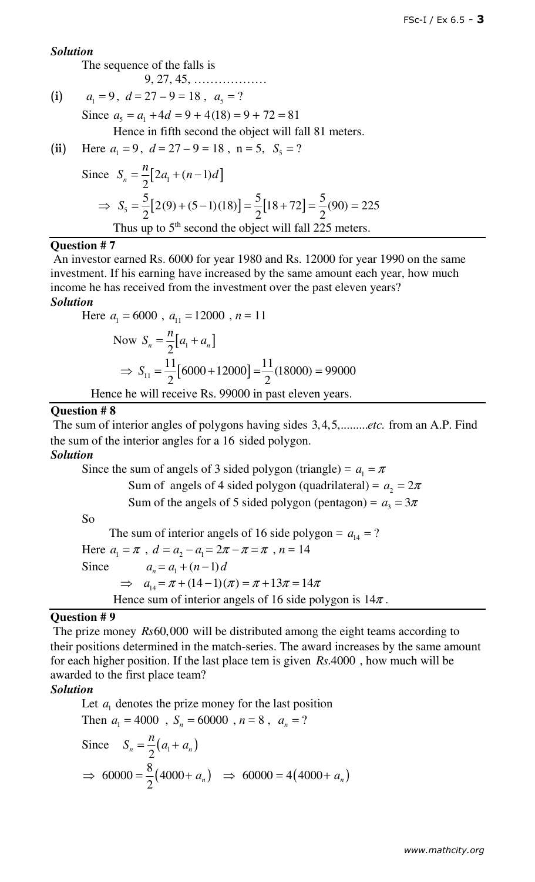***Solution***

The sequence of the falls is

9, 27, 45, ………………

**(i)** $a_1 = 9$, $d = 27 - 9 = 18$, $a_5 = ?$

Since $a_5 = a_1 + 4d = 9 + 4(18) = 9 + 72 = 81$

Hence in fifth second the object will fall 81 meters.

**(ii)** Here $a_1 = 9$, $d = 27 - 9 = 18$, n = 5, $S_5 = ?$

Since $S_n = \frac{n}{2}\left[2a_1 + (n-1)d\right]$

$$\Rightarrow S_5 = \frac{5}{2}\left[2(9) + (5-1)(18)\right] = \frac{5}{2}\left[18 + 72\right] = \frac{5}{2}(90) = 225$$

Thus up to 5th second the object will fall 225 meters.

## Question # 7

An investor earned Rs. 6000 for year 1980 and Rs. 12000 for year 1990 on the same investment. If his earning have increased by the same amount each year, how much income he has received from the investment over the past eleven years?

***Solution***

Here $a_1 = 6000$, $a_{11} = 12000$, $n = 11$

Now $S_n = \frac{n}{2}\left[a_1 + a_n\right]$

$$\Rightarrow S_{11} = \frac{11}{2}\left[6000 + 12000\right] = \frac{11}{2}(18000) = 99000$$

Hence he will receive Rs. 99000 in past eleven years.

## Question # 8

The sum of interior angles of polygons having sides 3,4,5,.........*etc.* from an A.P. Find the sum of the interior angles for a 16 sided polygon.

***Solution***

Since the sum of angels of 3 sided polygon (triangle) = $a_1 = \pi$

Sum of angels of 4 sided polygon (quadrilateral) = $a_2 = 2\pi$

Sum of the angels of 5 sided polygon (pentagon) = $a_3 = 3\pi$

So

The sum of interior angels of 16 side polygon = $a_{14} = ?$

Here $a_1 = \pi$, $d = a_2 - a_1 = 2\pi - \pi = \pi$, $n = 14$

Since $a_n = a_1 + (n-1)d$

$$\Rightarrow a_{14} = \pi + (14-1)(\pi) = \pi + 13\pi = 14\pi$$

Hence sum of interior angels of 16 side polygon is $14\pi$.

## Question # 9

The prize money $Rs60,000$ will be distributed among the eight teams according to their positions determined in the match-series. The award increases by the same amount for each higher position. If the last place tem is given $Rs.4000$, how much will be awarded to the first place team?

***Solution***

Let $a_1$ denotes the prize money for the last position

Then $a_1 = 4000$, $S_n = 60000$, $n = 8$, $a_n = ?$

Since $S_n = \frac{n}{2}\left(a_1 + a_n\right)$

$$\Rightarrow 60000 = \frac{8}{2}\left(4000 + a_n\right) \quad \Rightarrow 60000 = 4\left(4000 + a_n\right)$$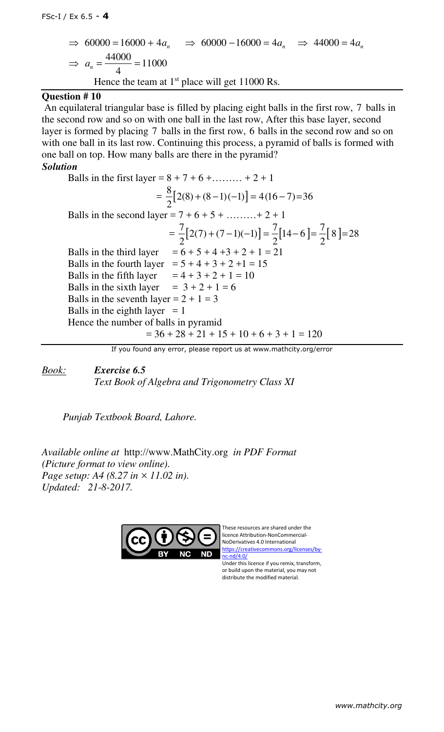$$\Rightarrow\ 60000 = 16000 + 4a_n \quad \Rightarrow\ 60000 - 16000 = 4a_n \quad \Rightarrow\ 44000 = 4a_n$$

$$\Rightarrow\ a_n = \frac{44000}{4} = 11000$$

Hence the team at $1^{st}$ place will get 11000 Rs.

**Question # 10**

An equilateral triangular base is filled by placing eight balls in the first row, 7 balls in the second row and so on with one ball in the last row, After this base layer, second layer is formed by placing 7 balls in the first row, 6 balls in the second row and so on with one ball in its last row. Continuing this process, a pyramid of balls is formed with one ball on top. How many balls are there in the pyramid?

***Solution***

Balls in the first layer $= 8 + 7 + 6 + \ldots\ldots\ldots + 2 + 1$

$$= \frac{8}{2}\left[2(8) + (8-1)(-1)\right] = 4(16-7) = 36$$

Balls in the second layer $= 7 + 6 + 5 + \ldots\ldots\ldots + 2 + 1$

$$= \frac{7}{2}\left[2(7) + (7-1)(-1)\right] = \frac{7}{2}\left[14-6\right] = \frac{7}{2}\left[8\right] = 28$$

Balls in the third layer $= 6 + 5 + 4 + 3 + 2 + 1 = 21$

Balls in the fourth layer $= 5 + 4 + 3 + 2 + 1 = 15$

Balls in the fifth layer $= 4 + 3 + 2 + 1 = 10$

Balls in the sixth layer $= 3 + 2 + 1 = 6$

Balls in the seventh layer $= 2 + 1 = 3$

Balls in the eighth layer $= 1$

Hence the number of balls in pyramid

$$= 36 + 28 + 21 + 15 + 10 + 6 + 3 + 1 = 120$$

If you found any error, please report us at www.mathcity.org/error

*Book:* ***Exercise 6.5***
*Text Book of Algebra and Trigonometry Class XI*

*Punjab Textbook Board, Lahore.*

*Available online at* http://www.MathCity.org *in PDF Format (Picture format to view online).*
*Page setup: A4 (8.27 in × 11.02 in).*
*Updated: 21-8-2017.*

These resources are shared under the licence Attribution-NonCommercial-NoDerivatives 4.0 International https://creativecommons.org/licenses/by-nc-nd/4.0/
Under this licence if you remix, transform, or build upon the material, you may not distribute the modified material.